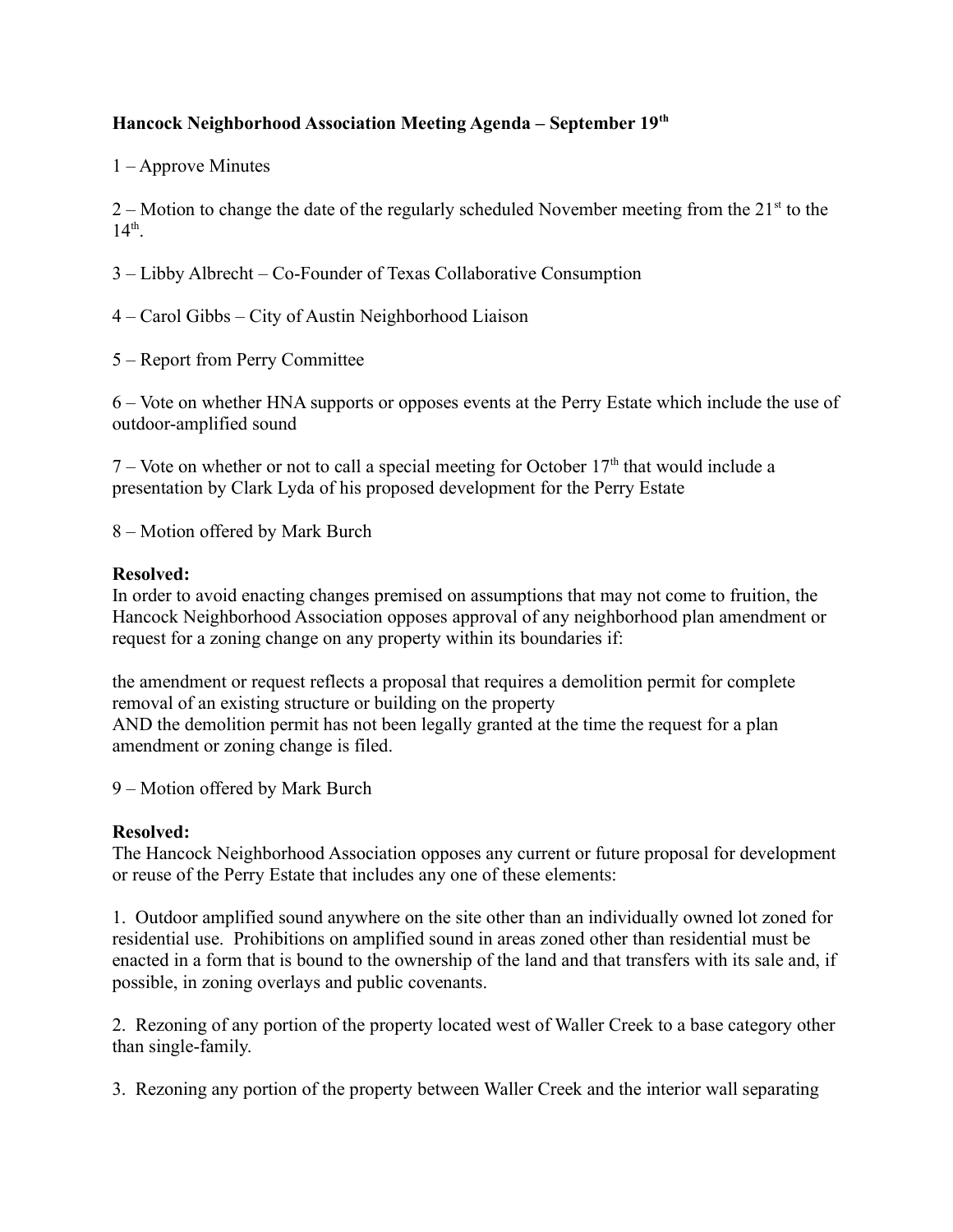**Hancock Neighborhood Association Meeting Agenda – September 19th**

1 – Approve Minutes

2 – Motion to change the date of the regularly scheduled November meeting from the 21st to the 14th.

3 – Libby Albrecht – Co-Founder of Texas Collaborative Consumption

4 – Carol Gibbs – City of Austin Neighborhood Liaison

5 – Report from Perry Committee

6 – Vote on whether HNA supports or opposes events at the Perry Estate which include the use of outdoor-amplified sound

7 – Vote on whether or not to call a special meeting for October 17th that would include a presentation by Clark Lyda of his proposed development for the Perry Estate

8 – Motion offered by Mark Burch

**Resolved:**
In order to avoid enacting changes premised on assumptions that may not come to fruition, the Hancock Neighborhood Association opposes approval of any neighborhood plan amendment or request for a zoning change on any property within its boundaries if:

the amendment or request reflects a proposal that requires a demolition permit for complete removal of an existing structure or building on the property
AND the demolition permit has not been legally granted at the time the request for a plan amendment or zoning change is filed.

9 – Motion offered by Mark Burch

**Resolved:**
The Hancock Neighborhood Association opposes any current or future proposal for development or reuse of the Perry Estate that includes any one of these elements:

1. Outdoor amplified sound anywhere on the site other than an individually owned lot zoned for residential use. Prohibitions on amplified sound in areas zoned other than residential must be enacted in a form that is bound to the ownership of the land and that transfers with its sale and, if possible, in zoning overlays and public covenants.

2. Rezoning of any portion of the property located west of Waller Creek to a base category other than single-family.

3. Rezoning any portion of the property between Waller Creek and the interior wall separating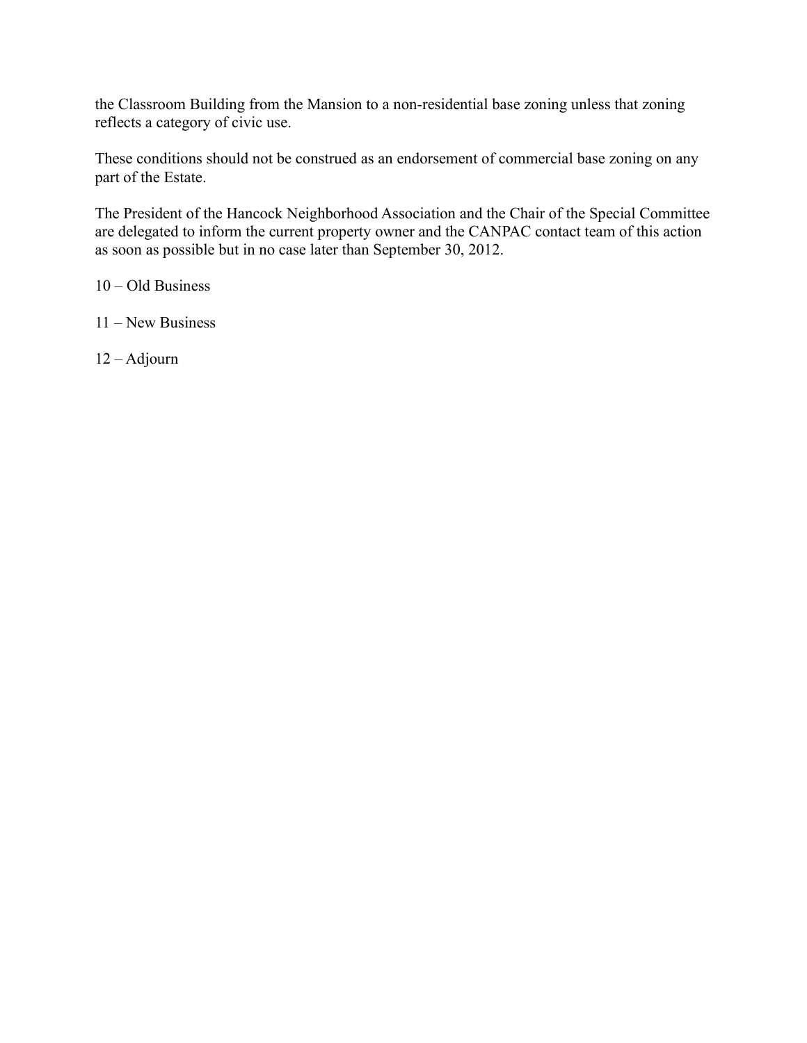the Classroom Building from the Mansion to a non-residential base zoning unless that zoning reflects a category of civic use.

These conditions should not be construed as an endorsement of commercial base zoning on any part of the Estate.

The President of the Hancock Neighborhood Association and the Chair of the Special Committee are delegated to inform the current property owner and the CANPAC contact team of this action as soon as possible but in no case later than September 30, 2012.

10 – Old Business

11 – New Business

12 – Adjourn